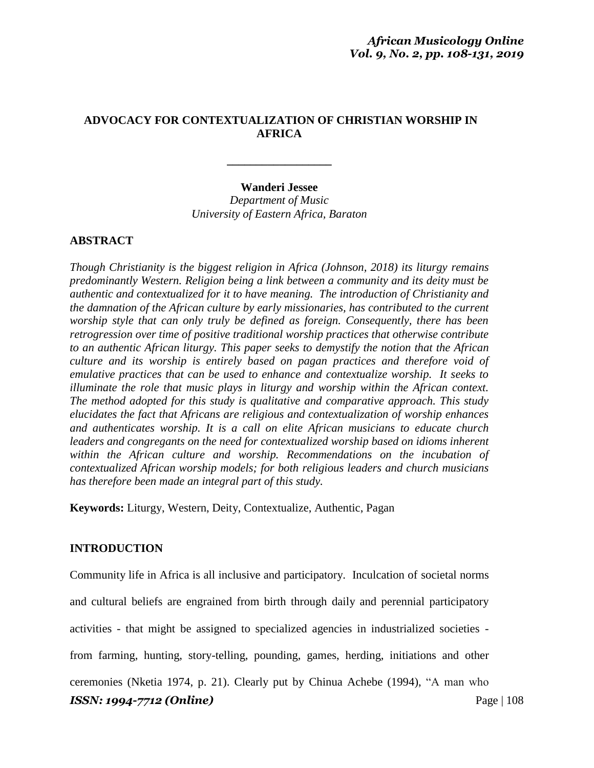# ADVOCACY FOR CONTEXTUALIZATION OF CHRISTIAN WORSHIP IN AFRICA

---

**Wanderi Jessee**
*Department of Music*
*University of Eastern Africa, Baraton*

## ABSTRACT

*Though Christianity is the biggest religion in Africa (Johnson, 2018) its liturgy remains predominantly Western. Religion being a link between a community and its deity must be authentic and contextualized for it to have meaning. The introduction of Christianity and the damnation of the African culture by early missionaries, has contributed to the current worship style that can only truly be defined as foreign. Consequently, there has been retrogression over time of positive traditional worship practices that otherwise contribute to an authentic African liturgy. This paper seeks to demystify the notion that the African culture and its worship is entirely based on pagan practices and therefore void of emulative practices that can be used to enhance and contextualize worship. It seeks to illuminate the role that music plays in liturgy and worship within the African context. The method adopted for this study is qualitative and comparative approach. This study elucidates the fact that Africans are religious and contextualization of worship enhances and authenticates worship. It is a call on elite African musicians to educate church leaders and congregants on the need for contextualized worship based on idioms inherent within the African culture and worship. Recommendations on the incubation of contextualized African worship models; for both religious leaders and church musicians has therefore been made an integral part of this study.*

**Keywords:** Liturgy, Western, Deity, Contextualize, Authentic, Pagan

## INTRODUCTION

Community life in Africa is all inclusive and participatory. Inculcation of societal norms and cultural beliefs are engrained from birth through daily and perennial participatory activities - that might be assigned to specialized agencies in industrialized societies - from farming, hunting, story-telling, pounding, games, herding, initiations and other ceremonies (Nketia 1974, p. 21). Clearly put by Chinua Achebe (1994), "A man who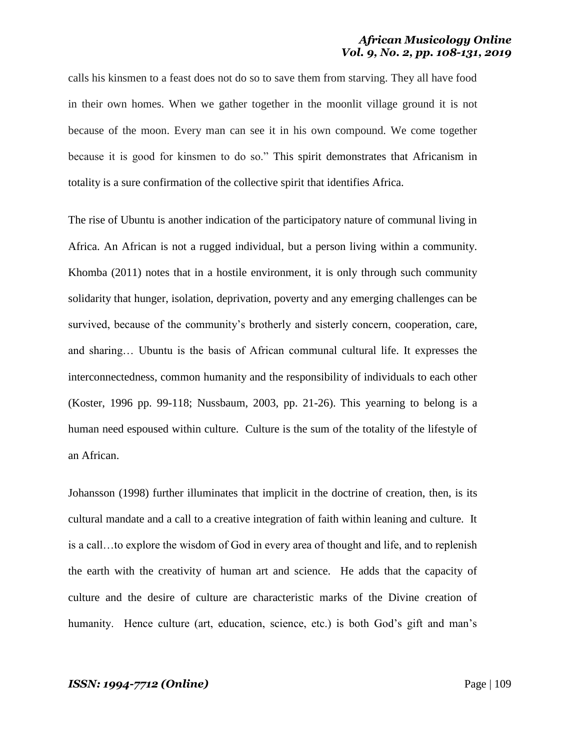calls his kinsmen to a feast does not do so to save them from starving. They all have food in their own homes. When we gather together in the moonlit village ground it is not because of the moon. Every man can see it in his own compound. We come together because it is good for kinsmen to do so." This spirit demonstrates that Africanism in totality is a sure confirmation of the collective spirit that identifies Africa.

The rise of Ubuntu is another indication of the participatory nature of communal living in Africa. An African is not a rugged individual, but a person living within a community. Khomba (2011) notes that in a hostile environment, it is only through such community solidarity that hunger, isolation, deprivation, poverty and any emerging challenges can be survived, because of the community's brotherly and sisterly concern, cooperation, care, and sharing… Ubuntu is the basis of African communal cultural life. It expresses the interconnectedness, common humanity and the responsibility of individuals to each other (Koster, 1996 pp. 99-118; Nussbaum, 2003, pp. 21-26). This yearning to belong is a human need espoused within culture. Culture is the sum of the totality of the lifestyle of an African.

Johansson (1998) further illuminates that implicit in the doctrine of creation, then, is its cultural mandate and a call to a creative integration of faith within leaning and culture. It is a call…to explore the wisdom of God in every area of thought and life, and to replenish the earth with the creativity of human art and science. He adds that the capacity of culture and the desire of culture are characteristic marks of the Divine creation of humanity. Hence culture (art, education, science, etc.) is both God's gift and man's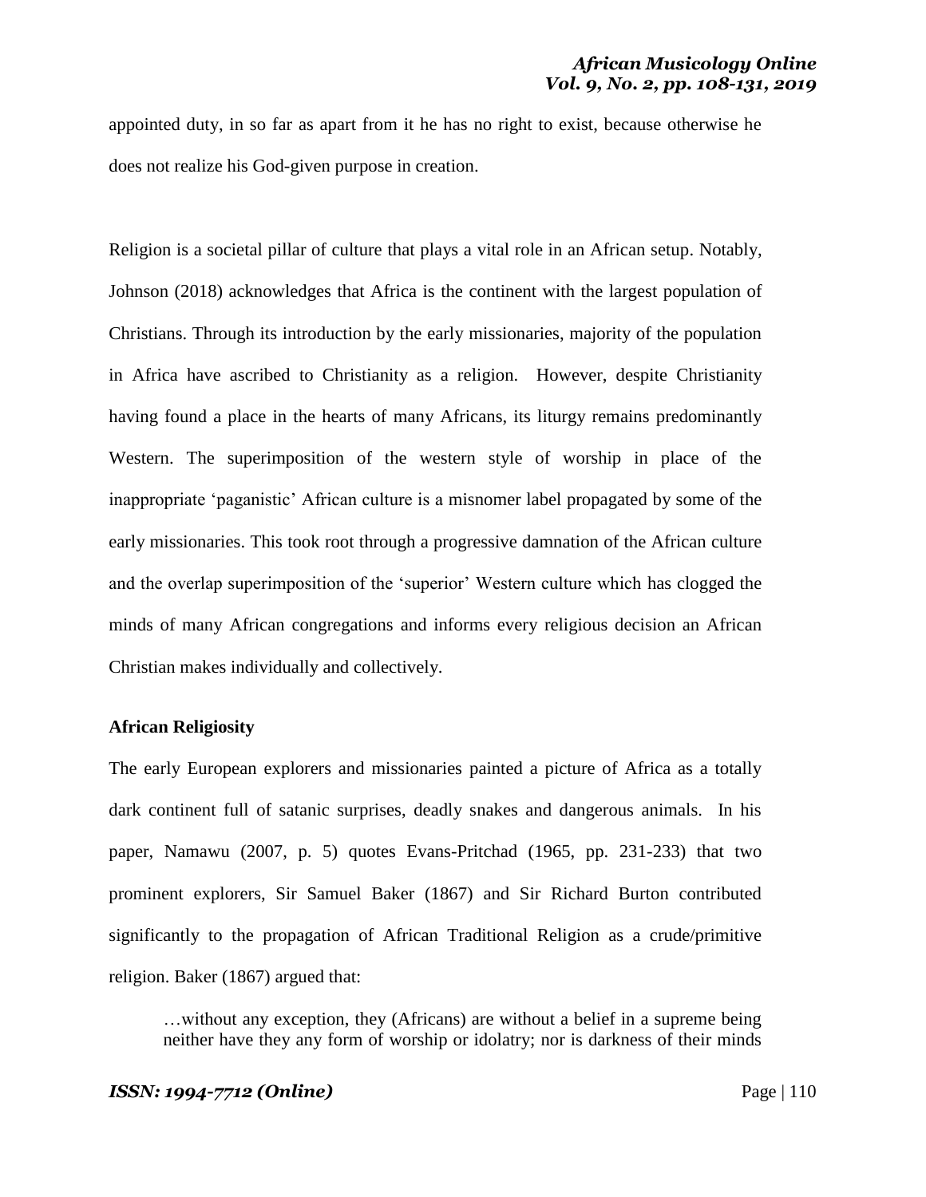appointed duty, in so far as apart from it he has no right to exist, because otherwise he does not realize his God-given purpose in creation.

Religion is a societal pillar of culture that plays a vital role in an African setup. Notably, Johnson (2018) acknowledges that Africa is the continent with the largest population of Christians. Through its introduction by the early missionaries, majority of the population in Africa have ascribed to Christianity as a religion. However, despite Christianity having found a place in the hearts of many Africans, its liturgy remains predominantly Western. The superimposition of the western style of worship in place of the inappropriate 'paganistic' African culture is a misnomer label propagated by some of the early missionaries. This took root through a progressive damnation of the African culture and the overlap superimposition of the 'superior' Western culture which has clogged the minds of many African congregations and informs every religious decision an African Christian makes individually and collectively.

**African Religiosity**

The early European explorers and missionaries painted a picture of Africa as a totally dark continent full of satanic surprises, deadly snakes and dangerous animals. In his paper, Namawu (2007, p. 5) quotes Evans-Pritchad (1965, pp. 231-233) that two prominent explorers, Sir Samuel Baker (1867) and Sir Richard Burton contributed significantly to the propagation of African Traditional Religion as a crude/primitive religion. Baker (1867) argued that:

> …without any exception, they (Africans) are without a belief in a supreme being neither have they any form of worship or idolatry; nor is darkness of their minds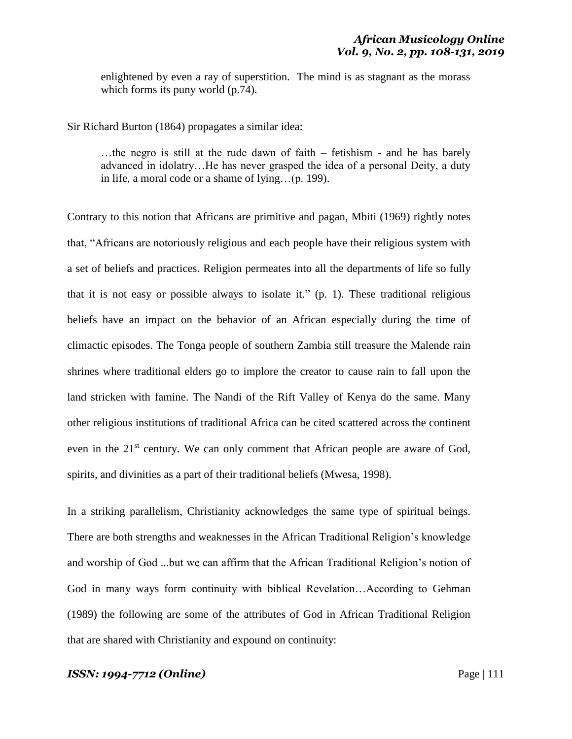> enlightened by even a ray of superstition. The mind is as stagnant as the morass which forms its puny world (p.74).

Sir Richard Burton (1864) propagates a similar idea:

> …the negro is still at the rude dawn of faith – fetishism - and he has barely advanced in idolatry…He has never grasped the idea of a personal Deity, a duty in life, a moral code or a shame of lying…(p. 199).

Contrary to this notion that Africans are primitive and pagan, Mbiti (1969) rightly notes that, "Africans are notoriously religious and each people have their religious system with a set of beliefs and practices. Religion permeates into all the departments of life so fully that it is not easy or possible always to isolate it." (p. 1). These traditional religious beliefs have an impact on the behavior of an African especially during the time of climactic episodes. The Tonga people of southern Zambia still treasure the Malende rain shrines where traditional elders go to implore the creator to cause rain to fall upon the land stricken with famine. The Nandi of the Rift Valley of Kenya do the same. Many other religious institutions of traditional Africa can be cited scattered across the continent even in the 21st century. We can only comment that African people are aware of God, spirits, and divinities as a part of their traditional beliefs (Mwesa, 1998).

In a striking parallelism, Christianity acknowledges the same type of spiritual beings. There are both strengths and weaknesses in the African Traditional Religion's knowledge and worship of God ...but we can affirm that the African Traditional Religion's notion of God in many ways form continuity with biblical Revelation…According to Gehman (1989) the following are some of the attributes of God in African Traditional Religion that are shared with Christianity and expound on continuity: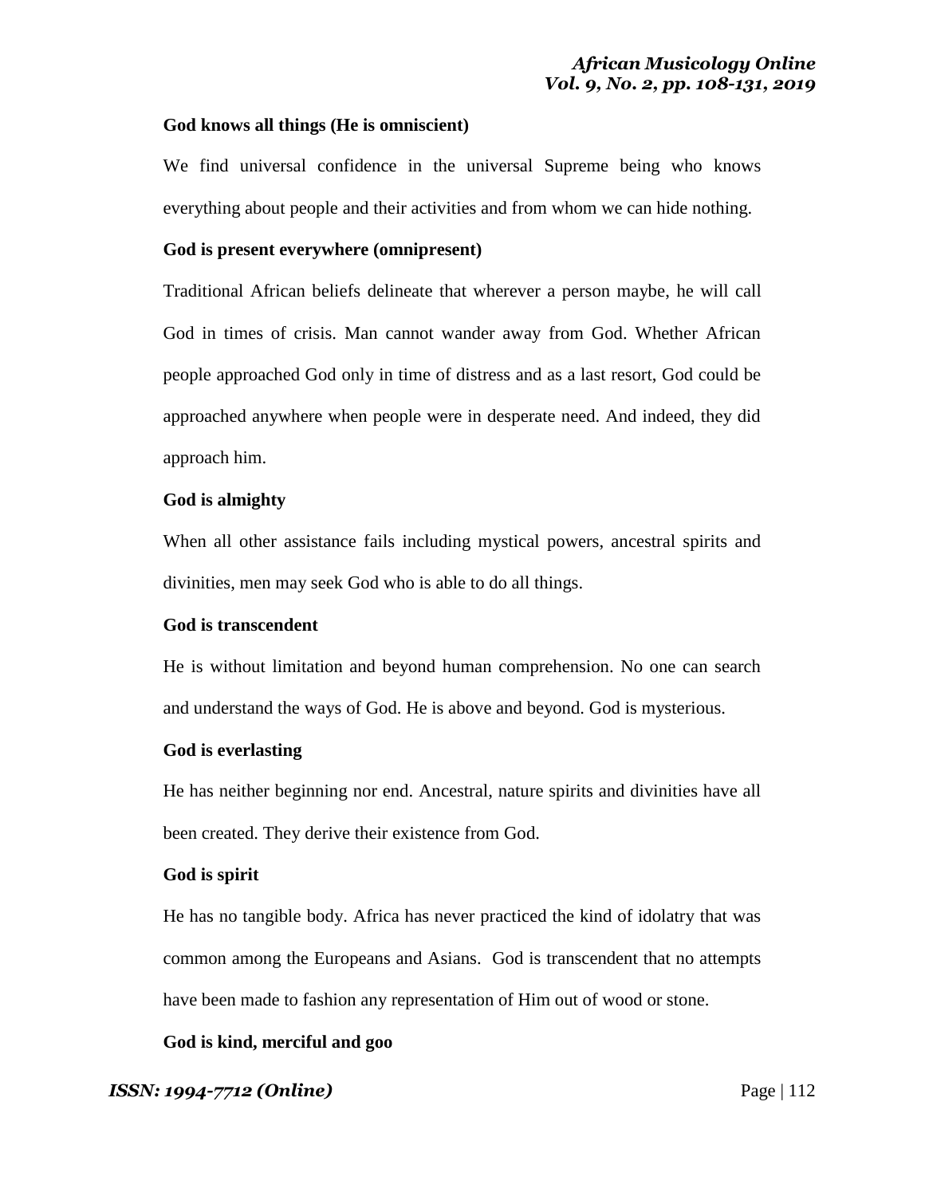**God knows all things (He is omniscient)**

We find universal confidence in the universal Supreme being who knows everything about people and their activities and from whom we can hide nothing.

**God is present everywhere (omnipresent)**

Traditional African beliefs delineate that wherever a person maybe, he will call God in times of crisis. Man cannot wander away from God. Whether African people approached God only in time of distress and as a last resort, God could be approached anywhere when people were in desperate need. And indeed, they did approach him.

**God is almighty**

When all other assistance fails including mystical powers, ancestral spirits and divinities, men may seek God who is able to do all things.

**God is transcendent**

He is without limitation and beyond human comprehension. No one can search and understand the ways of God. He is above and beyond. God is mysterious.

**God is everlasting**

He has neither beginning nor end. Ancestral, nature spirits and divinities have all been created. They derive their existence from God.

**God is spirit**

He has no tangible body. Africa has never practiced the kind of idolatry that was common among the Europeans and Asians. God is transcendent that no attempts have been made to fashion any representation of Him out of wood or stone.

**God is kind, merciful and goo**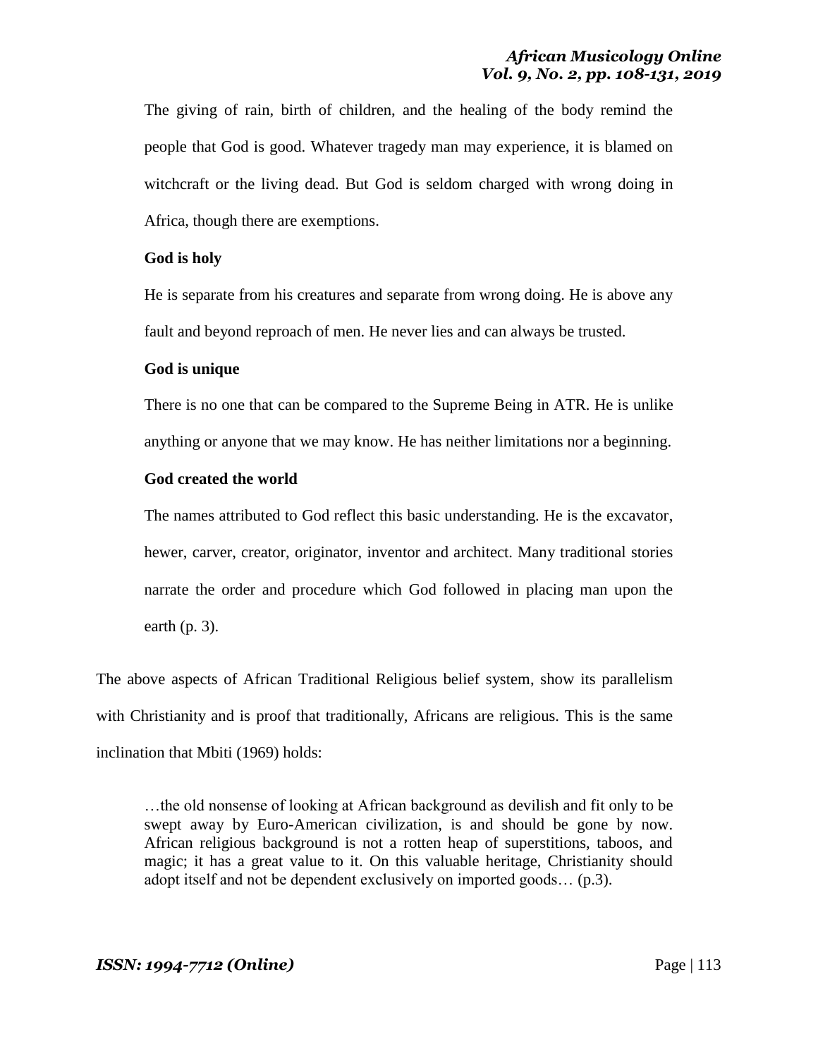> The giving of rain, birth of children, and the healing of the body remind the people that God is good. Whatever tragedy man may experience, it is blamed on witchcraft or the living dead. But God is seldom charged with wrong doing in Africa, though there are exemptions.
>
> **God is holy**
>
> He is separate from his creatures and separate from wrong doing. He is above any fault and beyond reproach of men. He never lies and can always be trusted.
>
> **God is unique**
>
> There is no one that can be compared to the Supreme Being in ATR. He is unlike anything or anyone that we may know. He has neither limitations nor a beginning.
>
> **God created the world**
>
> The names attributed to God reflect this basic understanding. He is the excavator, hewer, carver, creator, originator, inventor and architect. Many traditional stories narrate the order and procedure which God followed in placing man upon the earth (p. 3).

The above aspects of African Traditional Religious belief system, show its parallelism with Christianity and is proof that traditionally, Africans are religious. This is the same inclination that Mbiti (1969) holds:

> …the old nonsense of looking at African background as devilish and fit only to be swept away by Euro-American civilization, is and should be gone by now. African religious background is not a rotten heap of superstitions, taboos, and magic; it has a great value to it. On this valuable heritage, Christianity should adopt itself and not be dependent exclusively on imported goods… (p.3).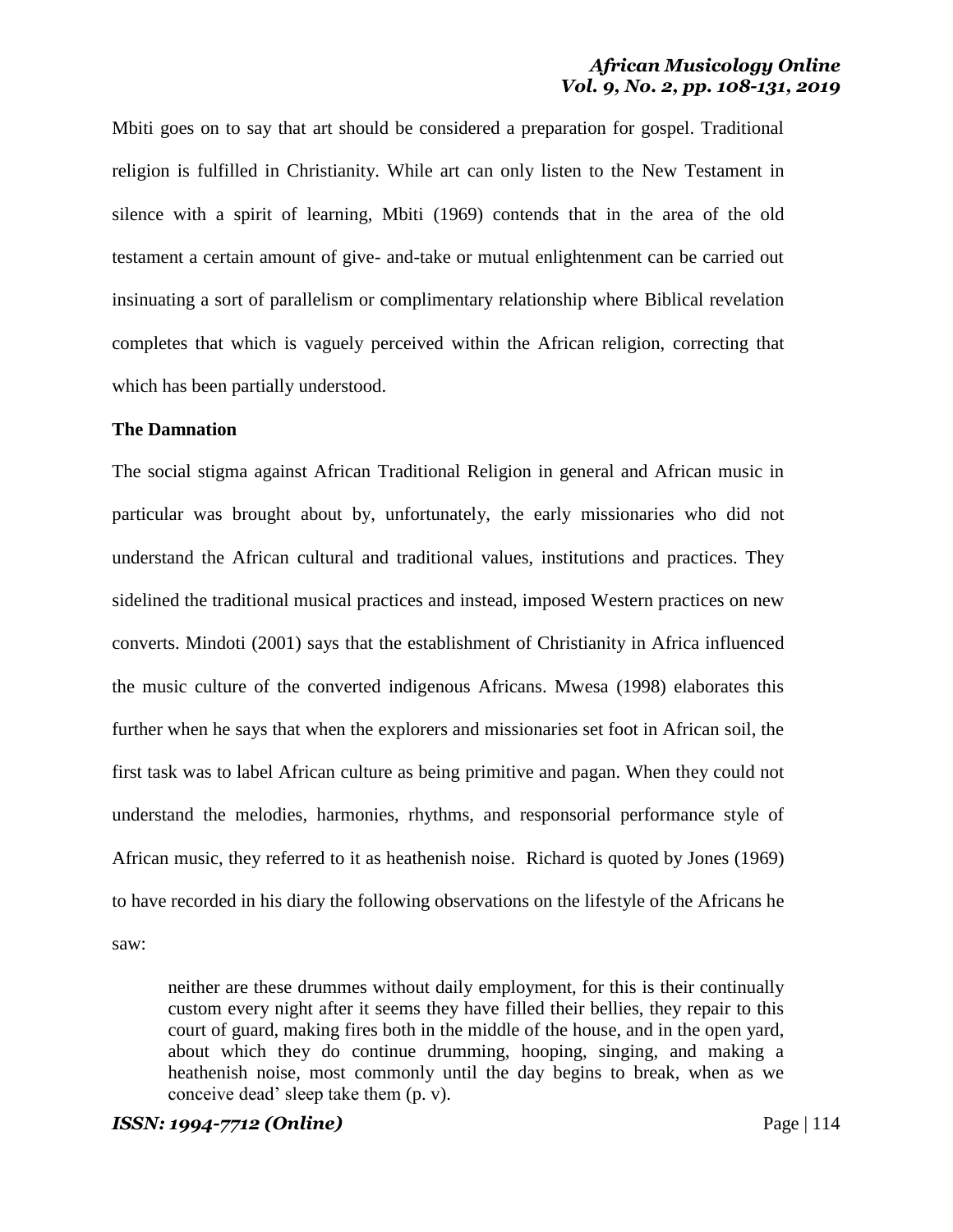Mbiti goes on to say that art should be considered a preparation for gospel. Traditional religion is fulfilled in Christianity. While art can only listen to the New Testament in silence with a spirit of learning, Mbiti (1969) contends that in the area of the old testament a certain amount of give- and-take or mutual enlightenment can be carried out insinuating a sort of parallelism or complimentary relationship where Biblical revelation completes that which is vaguely perceived within the African religion, correcting that which has been partially understood.

**The Damnation**

The social stigma against African Traditional Religion in general and African music in particular was brought about by, unfortunately, the early missionaries who did not understand the African cultural and traditional values, institutions and practices. They sidelined the traditional musical practices and instead, imposed Western practices on new converts. Mindoti (2001) says that the establishment of Christianity in Africa influenced the music culture of the converted indigenous Africans. Mwesa (1998) elaborates this further when he says that when the explorers and missionaries set foot in African soil, the first task was to label African culture as being primitive and pagan. When they could not understand the melodies, harmonies, rhythms, and responsorial performance style of African music, they referred to it as heathenish noise. Richard is quoted by Jones (1969) to have recorded in his diary the following observations on the lifestyle of the Africans he saw:

> neither are these drummes without daily employment, for this is their continually custom every night after it seems they have filled their bellies, they repair to this court of guard, making fires both in the middle of the house, and in the open yard, about which they do continue drumming, hooping, singing, and making a heathenish noise, most commonly until the day begins to break, when as we conceive dead' sleep take them (p. v).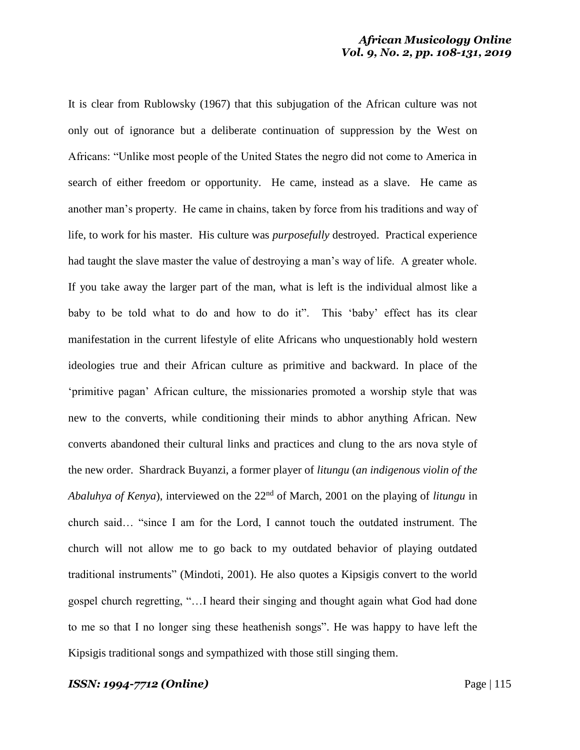It is clear from Rublowsky (1967) that this subjugation of the African culture was not only out of ignorance but a deliberate continuation of suppression by the West on Africans: "Unlike most people of the United States the negro did not come to America in search of either freedom or opportunity. He came, instead as a slave. He came as another man's property. He came in chains, taken by force from his traditions and way of life, to work for his master. His culture was *purposefully* destroyed. Practical experience had taught the slave master the value of destroying a man's way of life. A greater whole. If you take away the larger part of the man, what is left is the individual almost like a baby to be told what to do and how to do it". This 'baby' effect has its clear manifestation in the current lifestyle of elite Africans who unquestionably hold western ideologies true and their African culture as primitive and backward. In place of the 'primitive pagan' African culture, the missionaries promoted a worship style that was new to the converts, while conditioning their minds to abhor anything African. New converts abandoned their cultural links and practices and clung to the ars nova style of the new order. Shardrack Buyanzi, a former player of *litungu* (*an indigenous violin of the Abaluhya of Kenya*), interviewed on the 22nd of March, 2001 on the playing of *litungu* in church said… "since I am for the Lord, I cannot touch the outdated instrument. The church will not allow me to go back to my outdated behavior of playing outdated traditional instruments" (Mindoti, 2001). He also quotes a Kipsigis convert to the world gospel church regretting, "…I heard their singing and thought again what God had done to me so that I no longer sing these heathenish songs". He was happy to have left the Kipsigis traditional songs and sympathized with those still singing them.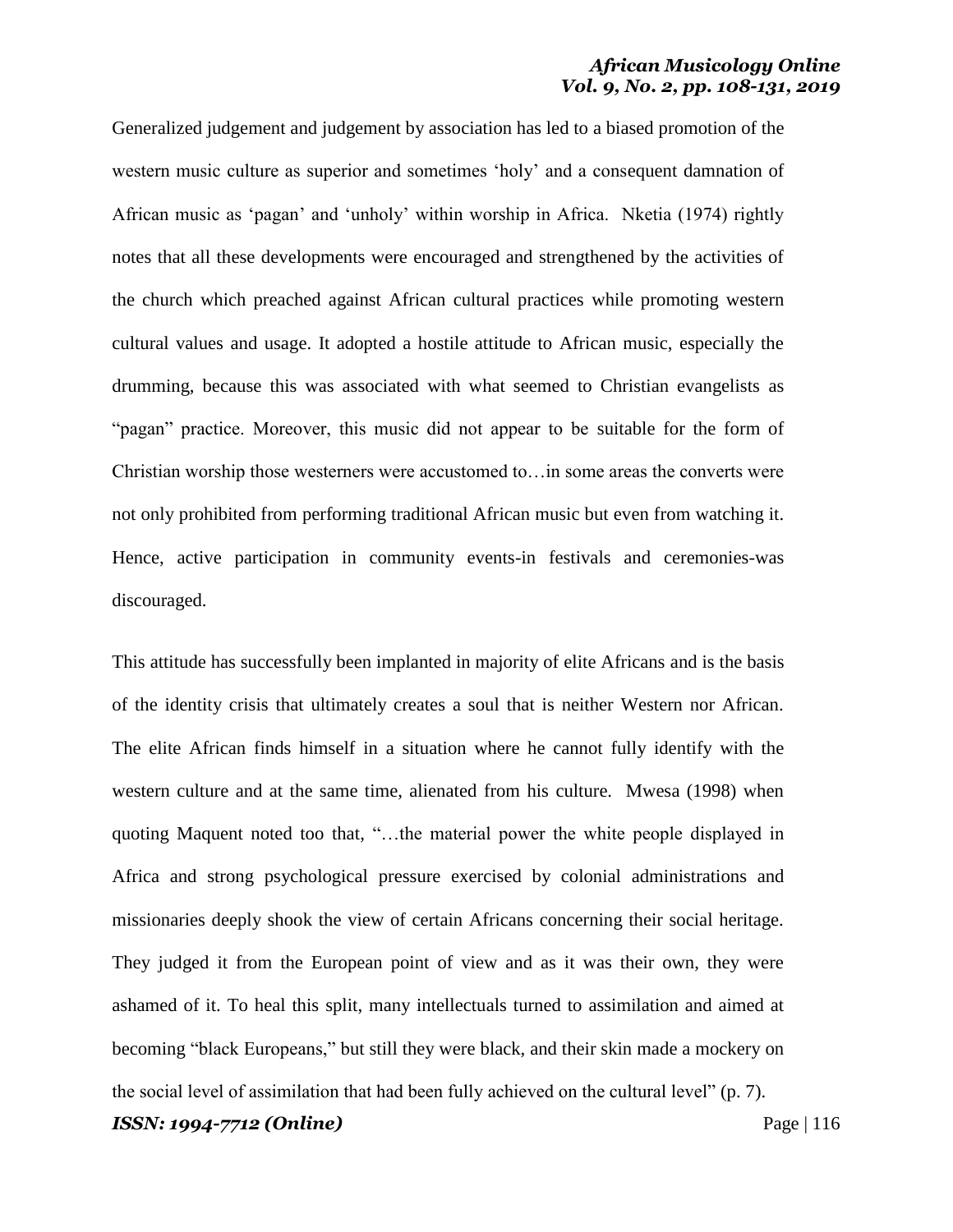Generalized judgement and judgement by association has led to a biased promotion of the western music culture as superior and sometimes 'holy' and a consequent damnation of African music as 'pagan' and 'unholy' within worship in Africa. Nketia (1974) rightly notes that all these developments were encouraged and strengthened by the activities of the church which preached against African cultural practices while promoting western cultural values and usage. It adopted a hostile attitude to African music, especially the drumming, because this was associated with what seemed to Christian evangelists as "pagan" practice. Moreover, this music did not appear to be suitable for the form of Christian worship those westerners were accustomed to…in some areas the converts were not only prohibited from performing traditional African music but even from watching it. Hence, active participation in community events-in festivals and ceremonies-was discouraged.

This attitude has successfully been implanted in majority of elite Africans and is the basis of the identity crisis that ultimately creates a soul that is neither Western nor African. The elite African finds himself in a situation where he cannot fully identify with the western culture and at the same time, alienated from his culture. Mwesa (1998) when quoting Maquent noted too that, "…the material power the white people displayed in Africa and strong psychological pressure exercised by colonial administrations and missionaries deeply shook the view of certain Africans concerning their social heritage. They judged it from the European point of view and as it was their own, they were ashamed of it. To heal this split, many intellectuals turned to assimilation and aimed at becoming "black Europeans," but still they were black, and their skin made a mockery on the social level of assimilation that had been fully achieved on the cultural level" (p. 7).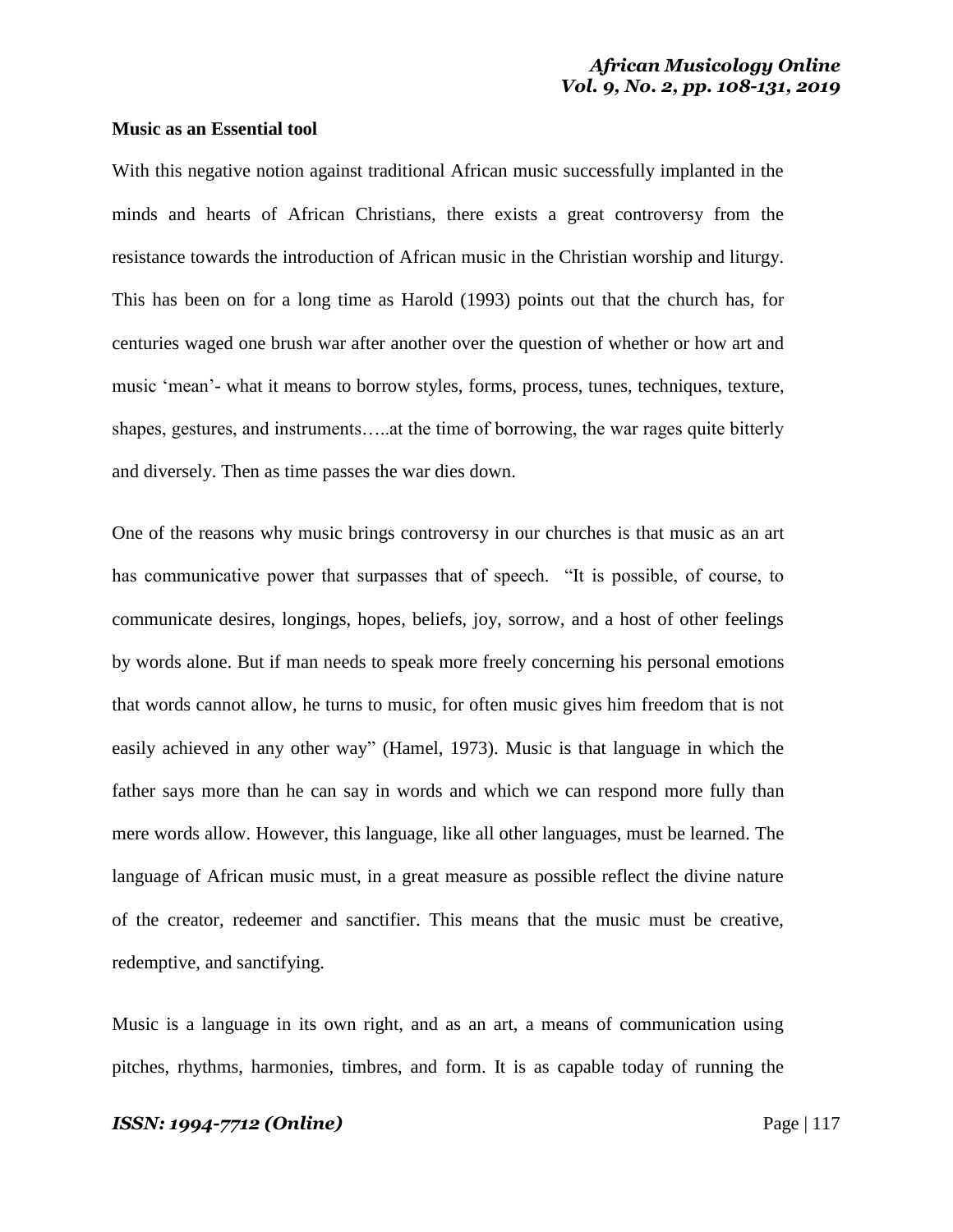**Music as an Essential tool**

With this negative notion against traditional African music successfully implanted in the minds and hearts of African Christians, there exists a great controversy from the resistance towards the introduction of African music in the Christian worship and liturgy. This has been on for a long time as Harold (1993) points out that the church has, for centuries waged one brush war after another over the question of whether or how art and music 'mean'- what it means to borrow styles, forms, process, tunes, techniques, texture, shapes, gestures, and instruments…..at the time of borrowing, the war rages quite bitterly and diversely. Then as time passes the war dies down.

One of the reasons why music brings controversy in our churches is that music as an art has communicative power that surpasses that of speech. "It is possible, of course, to communicate desires, longings, hopes, beliefs, joy, sorrow, and a host of other feelings by words alone. But if man needs to speak more freely concerning his personal emotions that words cannot allow, he turns to music, for often music gives him freedom that is not easily achieved in any other way" (Hamel, 1973). Music is that language in which the father says more than he can say in words and which we can respond more fully than mere words allow. However, this language, like all other languages, must be learned. The language of African music must, in a great measure as possible reflect the divine nature of the creator, redeemer and sanctifier. This means that the music must be creative, redemptive, and sanctifying.

Music is a language in its own right, and as an art, a means of communication using pitches, rhythms, harmonies, timbres, and form. It is as capable today of running the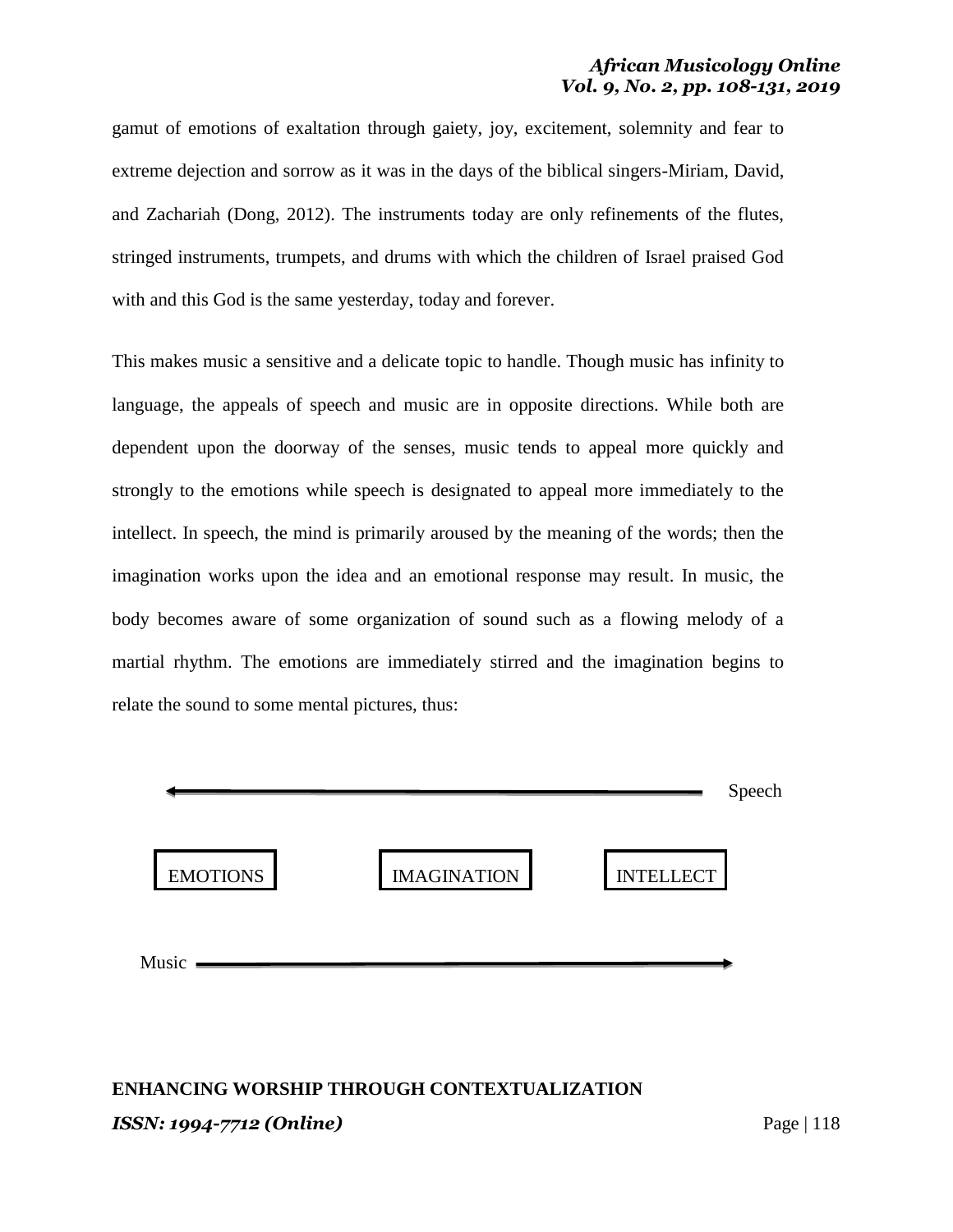gamut of emotions of exaltation through gaiety, joy, excitement, solemnity and fear to extreme dejection and sorrow as it was in the days of the biblical singers-Miriam, David, and Zachariah (Dong, 2012). The instruments today are only refinements of the flutes, stringed instruments, trumpets, and drums with which the children of Israel praised God with and this God is the same yesterday, today and forever.

This makes music a sensitive and a delicate topic to handle. Though music has infinity to language, the appeals of speech and music are in opposite directions. While both are dependent upon the doorway of the senses, music tends to appeal more quickly and strongly to the emotions while speech is designated to appeal more immediately to the intellect. In speech, the mind is primarily aroused by the meaning of the words; then the imagination works upon the idea and an emotional response may result. In music, the body becomes aware of some organization of sound such as a flowing melody of a martial rhythm. The emotions are immediately stirred and the imagination begins to relate the sound to some mental pictures, thus:

```
←————————————————————————————————— Speech

EMOTIONS        IMAGINATION        INTELLECT

Music —————————————————————————————————→
```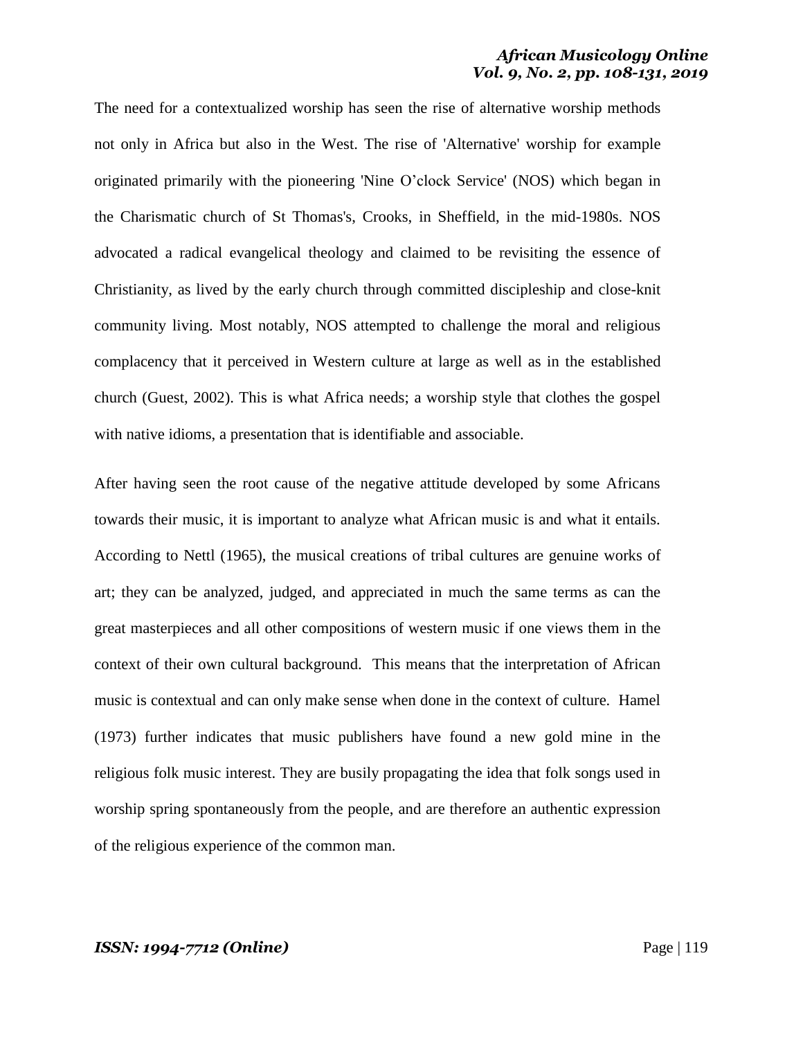The need for a contextualized worship has seen the rise of alternative worship methods not only in Africa but also in the West. The rise of 'Alternative' worship for example originated primarily with the pioneering 'Nine O'clock Service' (NOS) which began in the Charismatic church of St Thomas's, Crooks, in Sheffield, in the mid-1980s. NOS advocated a radical evangelical theology and claimed to be revisiting the essence of Christianity, as lived by the early church through committed discipleship and close-knit community living. Most notably, NOS attempted to challenge the moral and religious complacency that it perceived in Western culture at large as well as in the established church (Guest, 2002). This is what Africa needs; a worship style that clothes the gospel with native idioms, a presentation that is identifiable and associable.

After having seen the root cause of the negative attitude developed by some Africans towards their music, it is important to analyze what African music is and what it entails. According to Nettl (1965), the musical creations of tribal cultures are genuine works of art; they can be analyzed, judged, and appreciated in much the same terms as can the great masterpieces and all other compositions of western music if one views them in the context of their own cultural background. This means that the interpretation of African music is contextual and can only make sense when done in the context of culture. Hamel (1973) further indicates that music publishers have found a new gold mine in the religious folk music interest. They are busily propagating the idea that folk songs used in worship spring spontaneously from the people, and are therefore an authentic expression of the religious experience of the common man.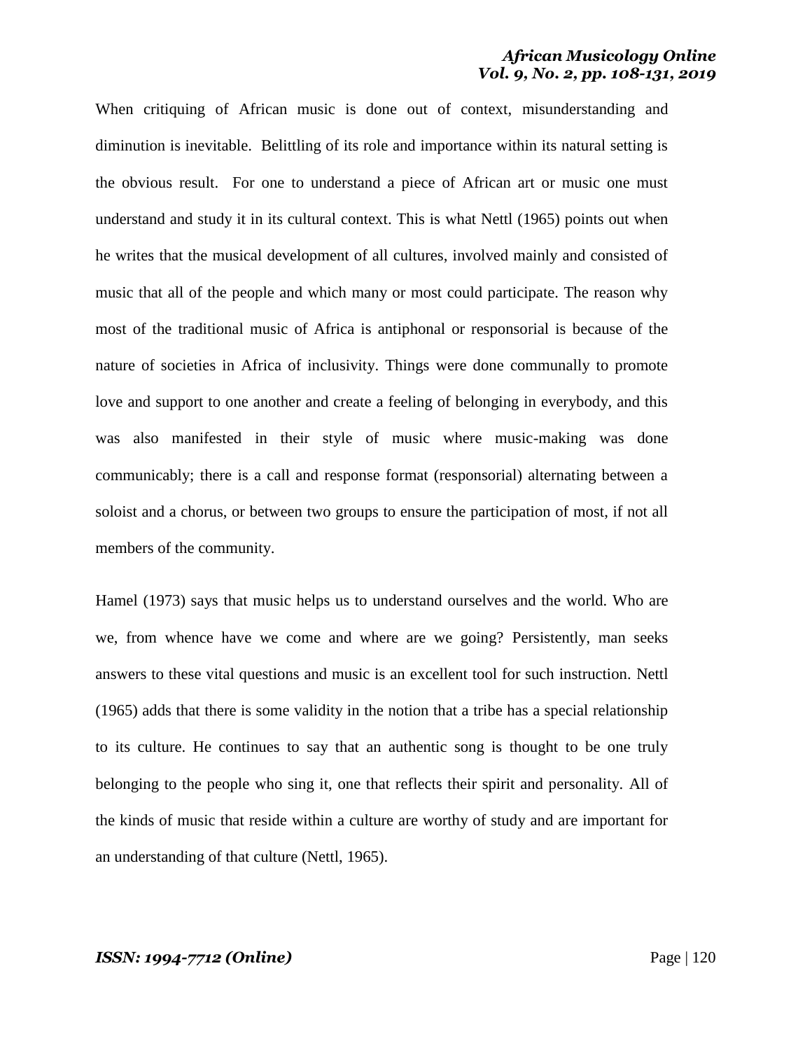When critiquing of African music is done out of context, misunderstanding and diminution is inevitable. Belittling of its role and importance within its natural setting is the obvious result. For one to understand a piece of African art or music one must understand and study it in its cultural context. This is what Nettl (1965) points out when he writes that the musical development of all cultures, involved mainly and consisted of music that all of the people and which many or most could participate. The reason why most of the traditional music of Africa is antiphonal or responsorial is because of the nature of societies in Africa of inclusivity. Things were done communally to promote love and support to one another and create a feeling of belonging in everybody, and this was also manifested in their style of music where music-making was done communicably; there is a call and response format (responsorial) alternating between a soloist and a chorus, or between two groups to ensure the participation of most, if not all members of the community.

Hamel (1973) says that music helps us to understand ourselves and the world. Who are we, from whence have we come and where are we going? Persistently, man seeks answers to these vital questions and music is an excellent tool for such instruction. Nettl (1965) adds that there is some validity in the notion that a tribe has a special relationship to its culture. He continues to say that an authentic song is thought to be one truly belonging to the people who sing it, one that reflects their spirit and personality. All of the kinds of music that reside within a culture are worthy of study and are important for an understanding of that culture (Nettl, 1965).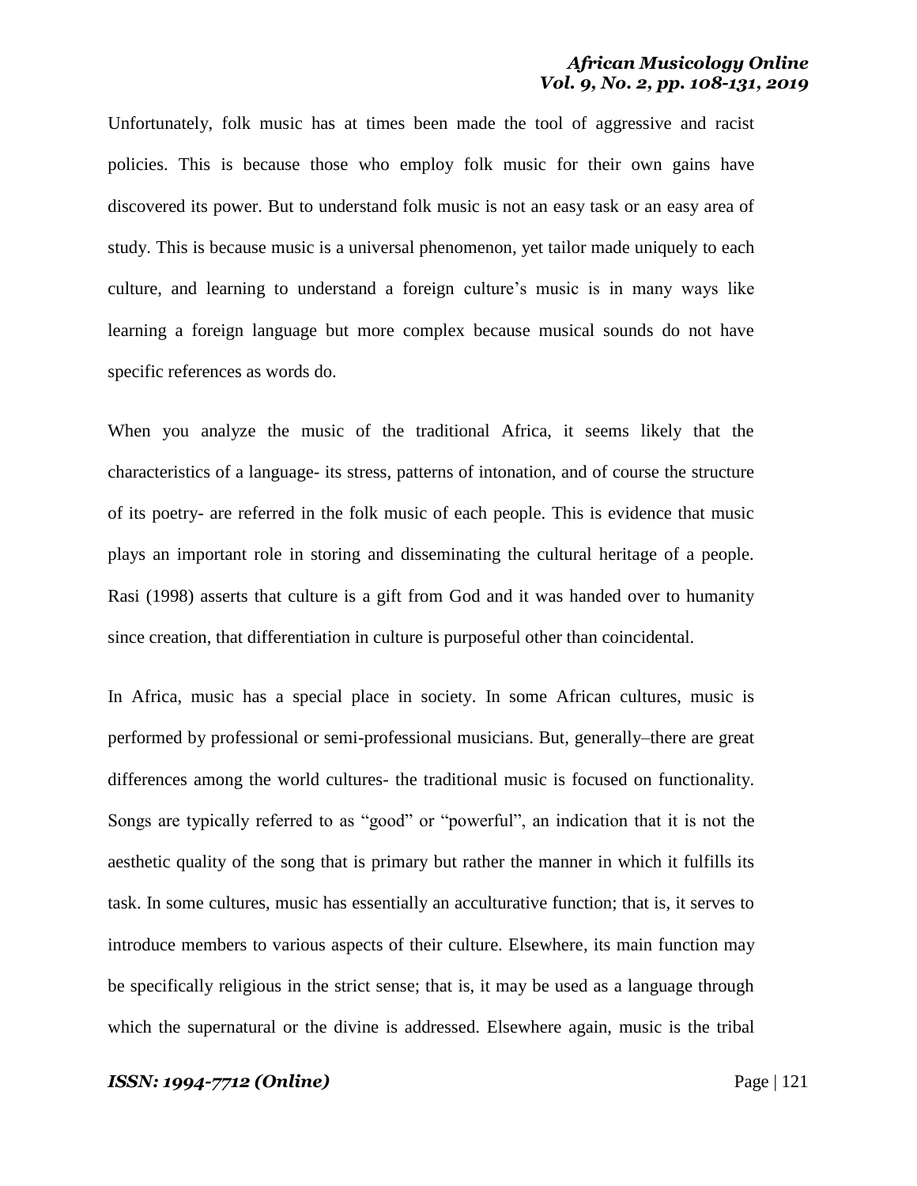Unfortunately, folk music has at times been made the tool of aggressive and racist policies. This is because those who employ folk music for their own gains have discovered its power. But to understand folk music is not an easy task or an easy area of study. This is because music is a universal phenomenon, yet tailor made uniquely to each culture, and learning to understand a foreign culture's music is in many ways like learning a foreign language but more complex because musical sounds do not have specific references as words do.

When you analyze the music of the traditional Africa, it seems likely that the characteristics of a language- its stress, patterns of intonation, and of course the structure of its poetry- are referred in the folk music of each people. This is evidence that music plays an important role in storing and disseminating the cultural heritage of a people. Rasi (1998) asserts that culture is a gift from God and it was handed over to humanity since creation, that differentiation in culture is purposeful other than coincidental.

In Africa, music has a special place in society. In some African cultures, music is performed by professional or semi-professional musicians. But, generally–there are great differences among the world cultures- the traditional music is focused on functionality. Songs are typically referred to as "good" or "powerful", an indication that it is not the aesthetic quality of the song that is primary but rather the manner in which it fulfills its task. In some cultures, music has essentially an acculturative function; that is, it serves to introduce members to various aspects of their culture. Elsewhere, its main function may be specifically religious in the strict sense; that is, it may be used as a language through which the supernatural or the divine is addressed. Elsewhere again, music is the tribal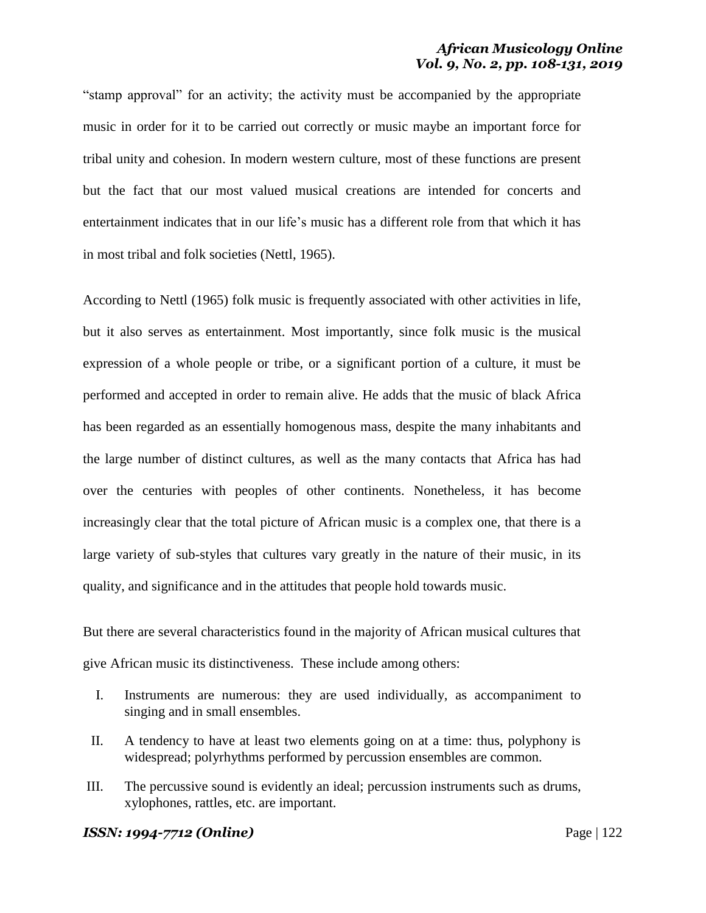"stamp approval" for an activity; the activity must be accompanied by the appropriate music in order for it to be carried out correctly or music maybe an important force for tribal unity and cohesion. In modern western culture, most of these functions are present but the fact that our most valued musical creations are intended for concerts and entertainment indicates that in our life's music has a different role from that which it has in most tribal and folk societies (Nettl, 1965).

According to Nettl (1965) folk music is frequently associated with other activities in life, but it also serves as entertainment. Most importantly, since folk music is the musical expression of a whole people or tribe, or a significant portion of a culture, it must be performed and accepted in order to remain alive. He adds that the music of black Africa has been regarded as an essentially homogenous mass, despite the many inhabitants and the large number of distinct cultures, as well as the many contacts that Africa has had over the centuries with peoples of other continents. Nonetheless, it has become increasingly clear that the total picture of African music is a complex one, that there is a large variety of sub-styles that cultures vary greatly in the nature of their music, in its quality, and significance and in the attitudes that people hold towards music.

But there are several characteristics found in the majority of African musical cultures that give African music its distinctiveness. These include among others:

I. Instruments are numerous: they are used individually, as accompaniment to singing and in small ensembles.

II. A tendency to have at least two elements going on at a time: thus, polyphony is widespread; polyrhythms performed by percussion ensembles are common.

III. The percussive sound is evidently an ideal; percussion instruments such as drums, xylophones, rattles, etc. are important.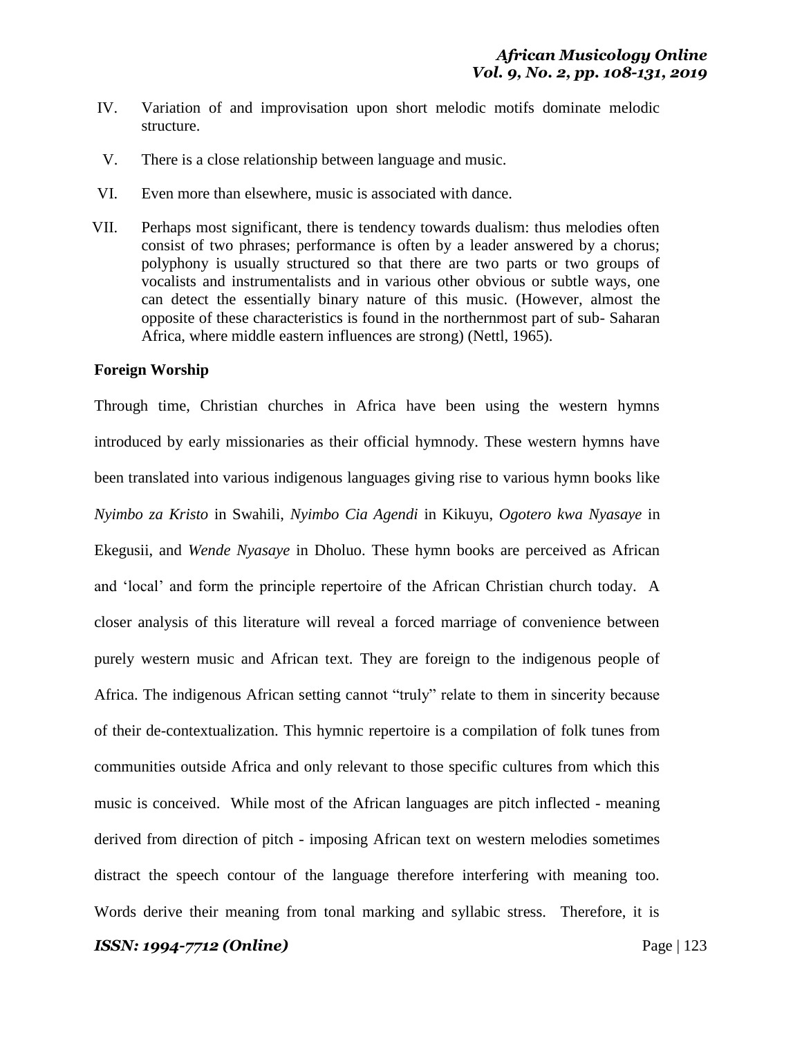IV. Variation of and improvisation upon short melodic motifs dominate melodic structure.

V. There is a close relationship between language and music.

VI. Even more than elsewhere, music is associated with dance.

VII. Perhaps most significant, there is tendency towards dualism: thus melodies often consist of two phrases; performance is often by a leader answered by a chorus; polyphony is usually structured so that there are two parts or two groups of vocalists and instrumentalists and in various other obvious or subtle ways, one can detect the essentially binary nature of this music. (However, almost the opposite of these characteristics is found in the northernmost part of sub- Saharan Africa, where middle eastern influences are strong) (Nettl, 1965).

**Foreign Worship**

Through time, Christian churches in Africa have been using the western hymns introduced by early missionaries as their official hymnody. These western hymns have been translated into various indigenous languages giving rise to various hymn books like *Nyimbo za Kristo* in Swahili, *Nyimbo Cia Agendi* in Kikuyu, *Ogotero kwa Nyasaye* in Ekegusii, and *Wende Nyasaye* in Dholuo. These hymn books are perceived as African and 'local' and form the principle repertoire of the African Christian church today. A closer analysis of this literature will reveal a forced marriage of convenience between purely western music and African text. They are foreign to the indigenous people of Africa. The indigenous African setting cannot "truly" relate to them in sincerity because of their de-contextualization. This hymnic repertoire is a compilation of folk tunes from communities outside Africa and only relevant to those specific cultures from which this music is conceived. While most of the African languages are pitch inflected - meaning derived from direction of pitch - imposing African text on western melodies sometimes distract the speech contour of the language therefore interfering with meaning too. Words derive their meaning from tonal marking and syllabic stress. Therefore, it is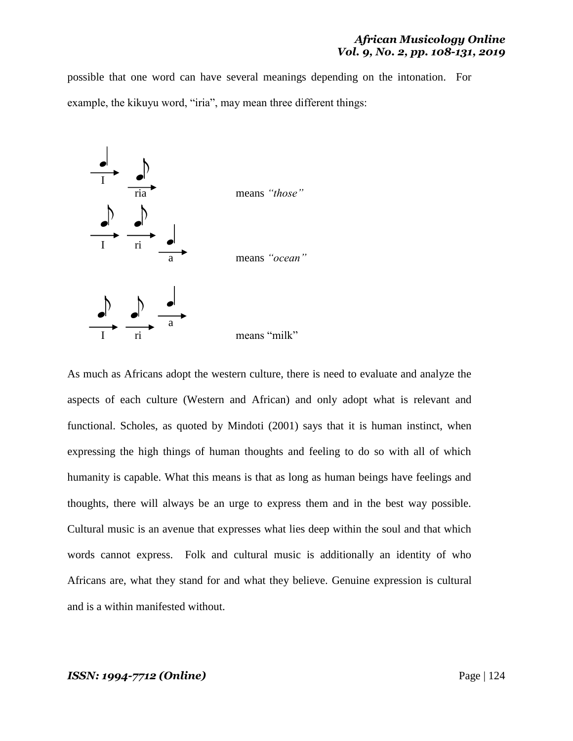possible that one word can have several meanings depending on the intonation. For example, the kikuyu word, "iria", may mean three different things:

I ria means *"those"*

I ri a means *"ocean"*

I ri a means "milk"

As much as Africans adopt the western culture, there is need to evaluate and analyze the aspects of each culture (Western and African) and only adopt what is relevant and functional. Scholes, as quoted by Mindoti (2001) says that it is human instinct, when expressing the high things of human thoughts and feeling to do so with all of which humanity is capable. What this means is that as long as human beings have feelings and thoughts, there will always be an urge to express them and in the best way possible. Cultural music is an avenue that expresses what lies deep within the soul and that which words cannot express. Folk and cultural music is additionally an identity of who Africans are, what they stand for and what they believe. Genuine expression is cultural and is a within manifested without.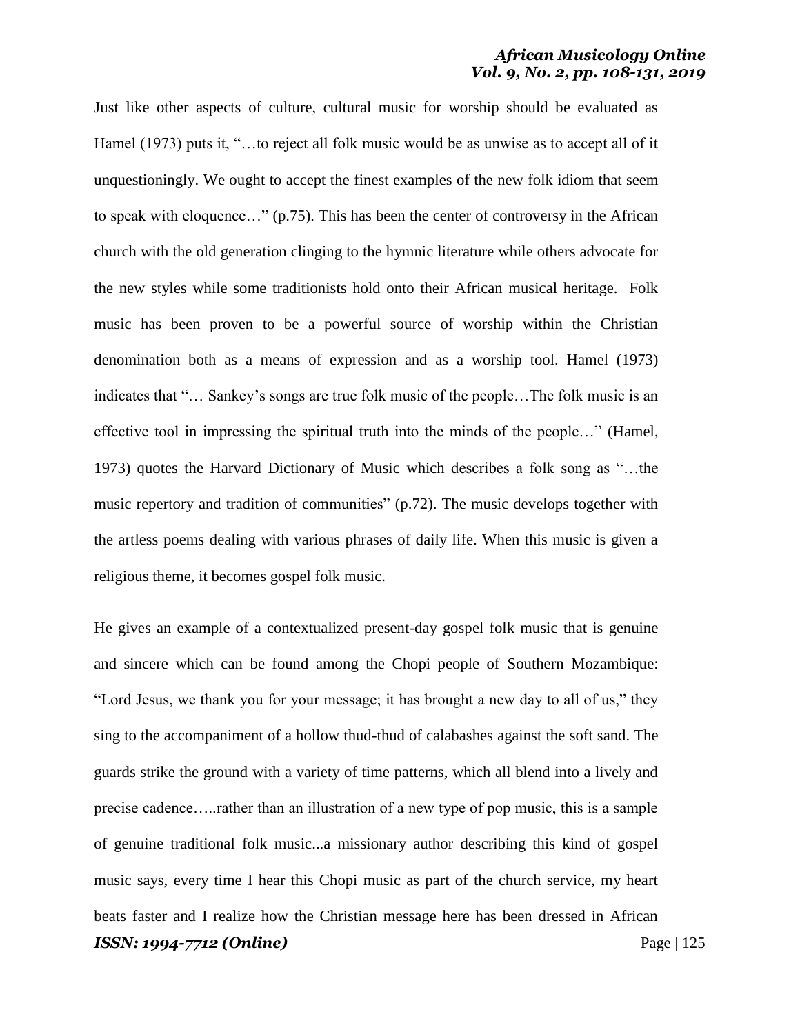Just like other aspects of culture, cultural music for worship should be evaluated as Hamel (1973) puts it, "…to reject all folk music would be as unwise as to accept all of it unquestioningly. We ought to accept the finest examples of the new folk idiom that seem to speak with eloquence…" (p.75). This has been the center of controversy in the African church with the old generation clinging to the hymnic literature while others advocate for the new styles while some traditionists hold onto their African musical heritage. Folk music has been proven to be a powerful source of worship within the Christian denomination both as a means of expression and as a worship tool. Hamel (1973) indicates that "… Sankey's songs are true folk music of the people…The folk music is an effective tool in impressing the spiritual truth into the minds of the people…" (Hamel, 1973) quotes the Harvard Dictionary of Music which describes a folk song as "…the music repertory and tradition of communities" (p.72). The music develops together with the artless poems dealing with various phrases of daily life. When this music is given a religious theme, it becomes gospel folk music.

He gives an example of a contextualized present-day gospel folk music that is genuine and sincere which can be found among the Chopi people of Southern Mozambique: "Lord Jesus, we thank you for your message; it has brought a new day to all of us," they sing to the accompaniment of a hollow thud-thud of calabashes against the soft sand. The guards strike the ground with a variety of time patterns, which all blend into a lively and precise cadence…..rather than an illustration of a new type of pop music, this is a sample of genuine traditional folk music...a missionary author describing this kind of gospel music says, every time I hear this Chopi music as part of the church service, my heart beats faster and I realize how the Christian message here has been dressed in African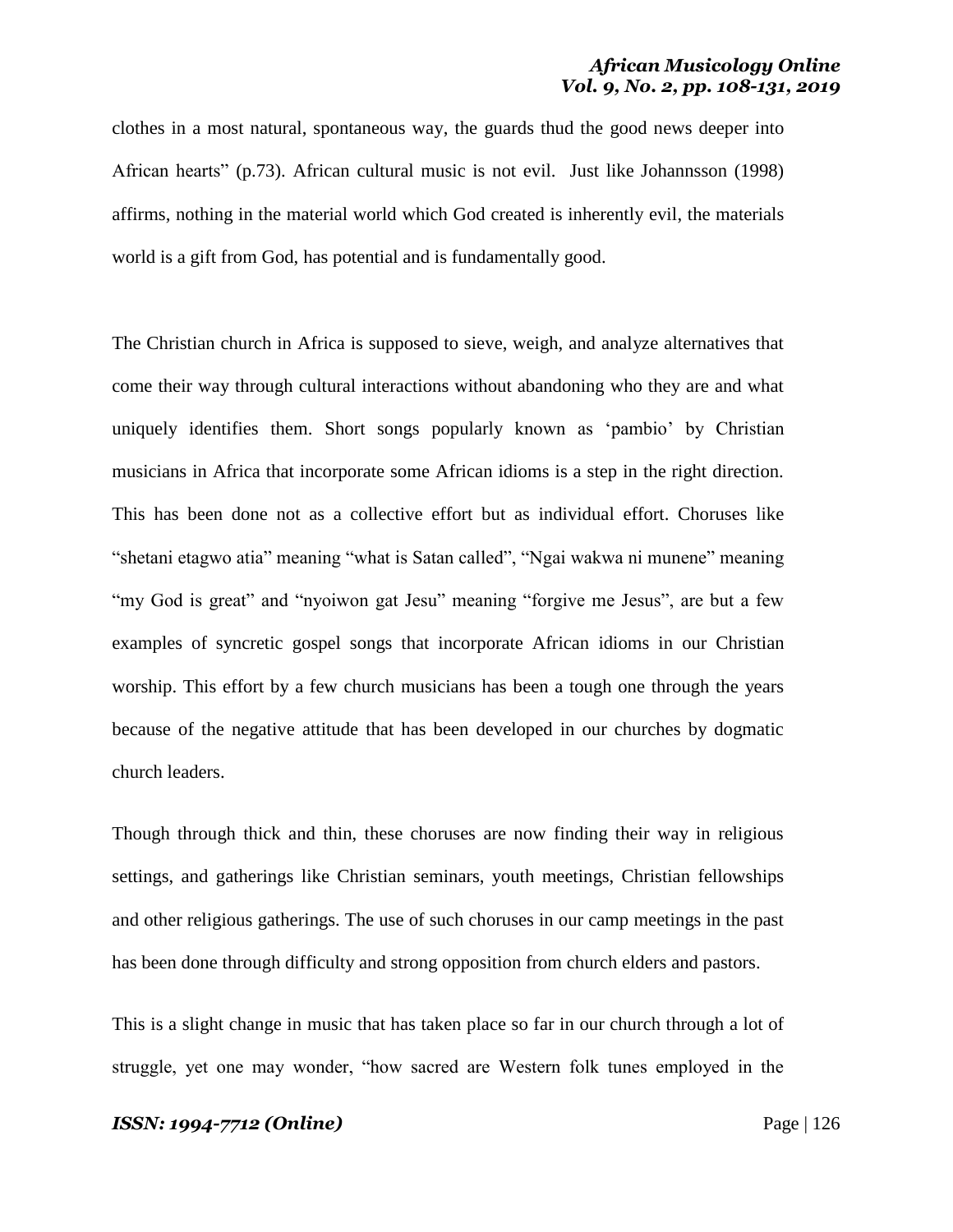clothes in a most natural, spontaneous way, the guards thud the good news deeper into African hearts" (p.73). African cultural music is not evil. Just like Johannsson (1998) affirms, nothing in the material world which God created is inherently evil, the materials world is a gift from God, has potential and is fundamentally good.

The Christian church in Africa is supposed to sieve, weigh, and analyze alternatives that come their way through cultural interactions without abandoning who they are and what uniquely identifies them. Short songs popularly known as 'pambio' by Christian musicians in Africa that incorporate some African idioms is a step in the right direction. This has been done not as a collective effort but as individual effort. Choruses like "shetani etagwo atia" meaning "what is Satan called", "Ngai wakwa ni munene" meaning "my God is great" and "nyoiwon gat Jesu" meaning "forgive me Jesus", are but a few examples of syncretic gospel songs that incorporate African idioms in our Christian worship. This effort by a few church musicians has been a tough one through the years because of the negative attitude that has been developed in our churches by dogmatic church leaders.

Though through thick and thin, these choruses are now finding their way in religious settings, and gatherings like Christian seminars, youth meetings, Christian fellowships and other religious gatherings. The use of such choruses in our camp meetings in the past has been done through difficulty and strong opposition from church elders and pastors.

This is a slight change in music that has taken place so far in our church through a lot of struggle, yet one may wonder, "how sacred are Western folk tunes employed in the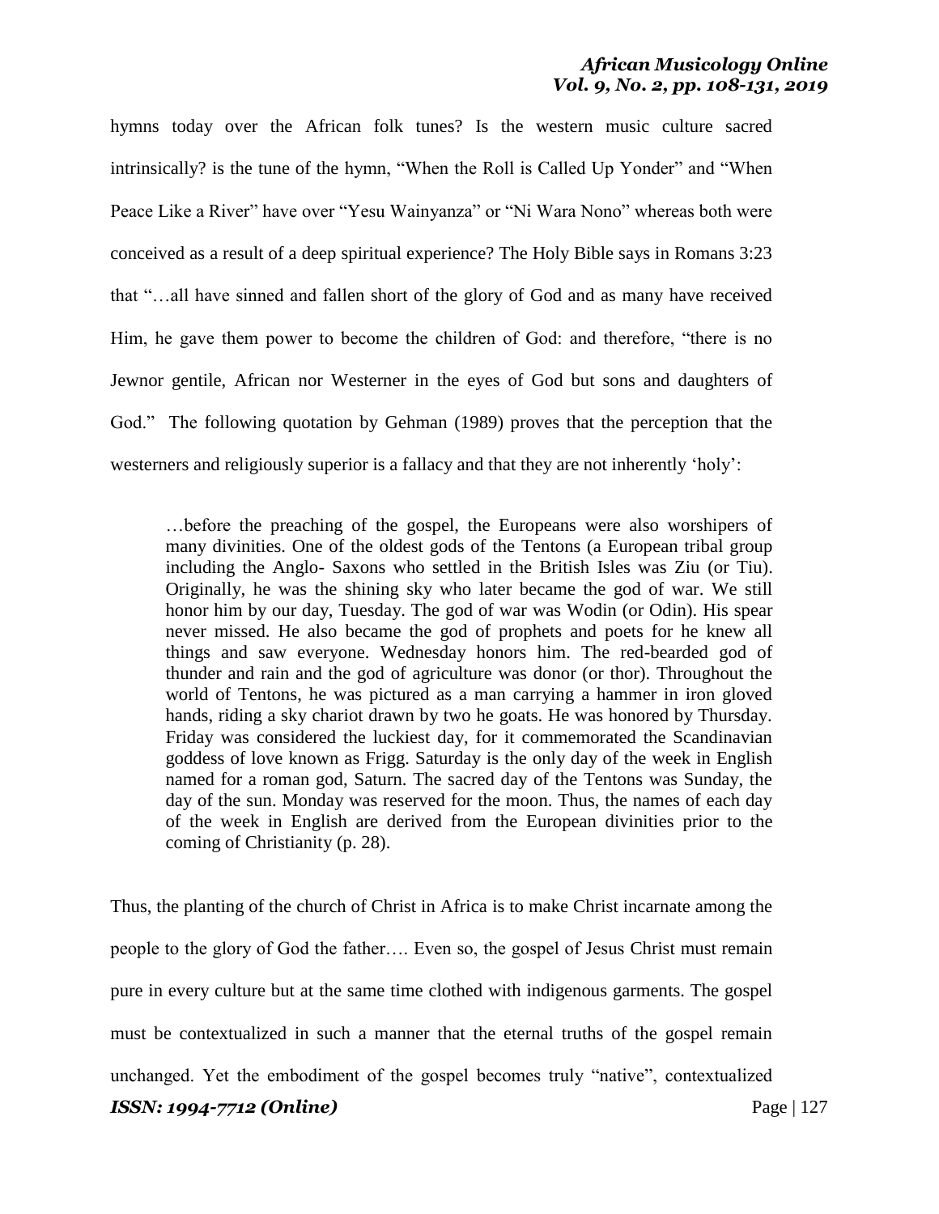hymns today over the African folk tunes? Is the western music culture sacred intrinsically? is the tune of the hymn, "When the Roll is Called Up Yonder" and "When Peace Like a River" have over "Yesu Wainyanza" or "Ni Wara Nono" whereas both were conceived as a result of a deep spiritual experience? The Holy Bible says in Romans 3:23 that "…all have sinned and fallen short of the glory of God and as many have received Him, he gave them power to become the children of God: and therefore, "there is no Jewnor gentile, African nor Westerner in the eyes of God but sons and daughters of God." The following quotation by Gehman (1989) proves that the perception that the westerners and religiously superior is a fallacy and that they are not inherently 'holy':

> …before the preaching of the gospel, the Europeans were also worshipers of many divinities. One of the oldest gods of the Tentons (a European tribal group including the Anglo- Saxons who settled in the British Isles was Ziu (or Tiu). Originally, he was the shining sky who later became the god of war. We still honor him by our day, Tuesday. The god of war was Wodin (or Odin). His spear never missed. He also became the god of prophets and poets for he knew all things and saw everyone. Wednesday honors him. The red-bearded god of thunder and rain and the god of agriculture was donor (or thor). Throughout the world of Tentons, he was pictured as a man carrying a hammer in iron gloved hands, riding a sky chariot drawn by two he goats. He was honored by Thursday. Friday was considered the luckiest day, for it commemorated the Scandinavian goddess of love known as Frigg. Saturday is the only day of the week in English named for a roman god, Saturn. The sacred day of the Tentons was Sunday, the day of the sun. Monday was reserved for the moon. Thus, the names of each day of the week in English are derived from the European divinities prior to the coming of Christianity (p. 28).

Thus, the planting of the church of Christ in Africa is to make Christ incarnate among the people to the glory of God the father…. Even so, the gospel of Jesus Christ must remain pure in every culture but at the same time clothed with indigenous garments. The gospel must be contextualized in such a manner that the eternal truths of the gospel remain unchanged. Yet the embodiment of the gospel becomes truly "native", contextualized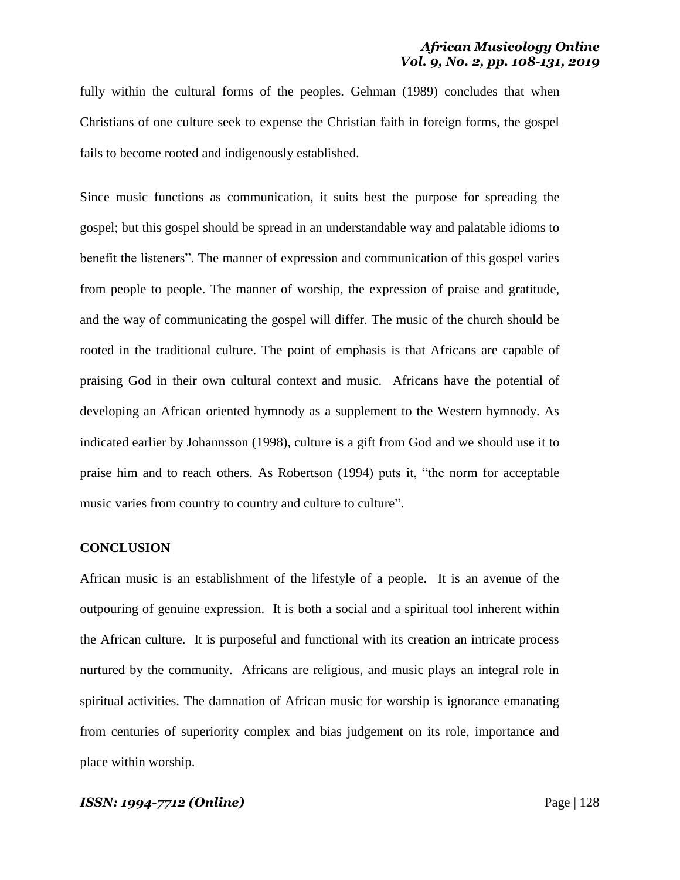fully within the cultural forms of the peoples. Gehman (1989) concludes that when Christians of one culture seek to expense the Christian faith in foreign forms, the gospel fails to become rooted and indigenously established.

Since music functions as communication, it suits best the purpose for spreading the gospel; but this gospel should be spread in an understandable way and palatable idioms to benefit the listeners". The manner of expression and communication of this gospel varies from people to people. The manner of worship, the expression of praise and gratitude, and the way of communicating the gospel will differ. The music of the church should be rooted in the traditional culture. The point of emphasis is that Africans are capable of praising God in their own cultural context and music. Africans have the potential of developing an African oriented hymnody as a supplement to the Western hymnody. As indicated earlier by Johannsson (1998), culture is a gift from God and we should use it to praise him and to reach others. As Robertson (1994) puts it, "the norm for acceptable music varies from country to country and culture to culture".

## CONCLUSION

African music is an establishment of the lifestyle of a people. It is an avenue of the outpouring of genuine expression. It is both a social and a spiritual tool inherent within the African culture. It is purposeful and functional with its creation an intricate process nurtured by the community. Africans are religious, and music plays an integral role in spiritual activities. The damnation of African music for worship is ignorance emanating from centuries of superiority complex and bias judgement on its role, importance and place within worship.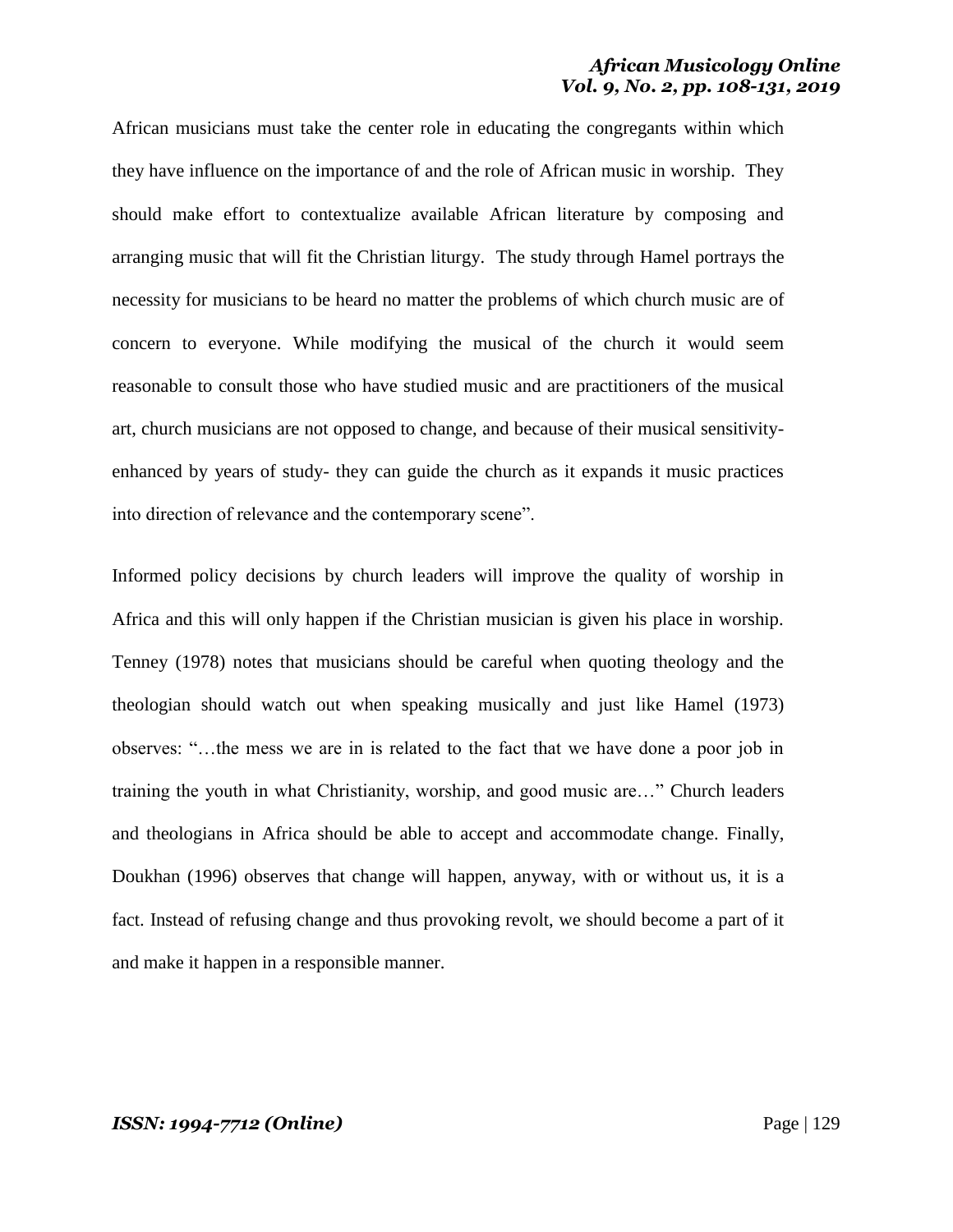African musicians must take the center role in educating the congregants within which they have influence on the importance of and the role of African music in worship. They should make effort to contextualize available African literature by composing and arranging music that will fit the Christian liturgy. The study through Hamel portrays the necessity for musicians to be heard no matter the problems of which church music are of concern to everyone. While modifying the musical of the church it would seem reasonable to consult those who have studied music and are practitioners of the musical art, church musicians are not opposed to change, and because of their musical sensitivity-enhanced by years of study- they can guide the church as it expands it music practices into direction of relevance and the contemporary scene".

Informed policy decisions by church leaders will improve the quality of worship in Africa and this will only happen if the Christian musician is given his place in worship. Tenney (1978) notes that musicians should be careful when quoting theology and the theologian should watch out when speaking musically and just like Hamel (1973) observes: "…the mess we are in is related to the fact that we have done a poor job in training the youth in what Christianity, worship, and good music are…" Church leaders and theologians in Africa should be able to accept and accommodate change. Finally, Doukhan (1996) observes that change will happen, anyway, with or without us, it is a fact. Instead of refusing change and thus provoking revolt, we should become a part of it and make it happen in a responsible manner.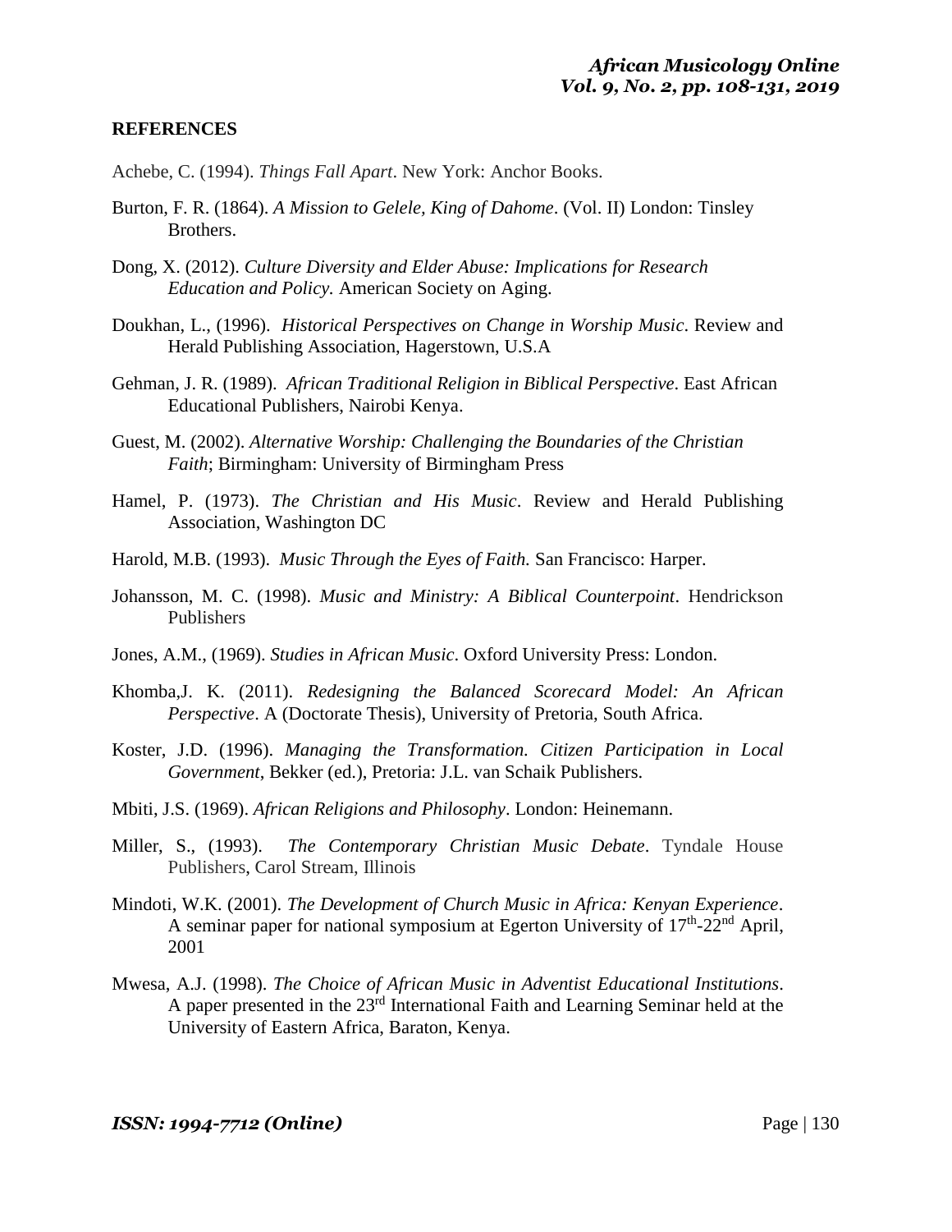## REFERENCES

Achebe, C. (1994). *Things Fall Apart*. New York: Anchor Books.

Burton, F. R. (1864). *A Mission to Gelele, King of Dahome*. (Vol. II) London: Tinsley Brothers.

Dong, X. (2012). *Culture Diversity and Elder Abuse: Implications for Research Education and Policy.* American Society on Aging.

Doukhan, L., (1996). *Historical Perspectives on Change in Worship Music*. Review and Herald Publishing Association, Hagerstown, U.S.A

Gehman, J. R. (1989). *African Traditional Religion in Biblical Perspective*. East African Educational Publishers, Nairobi Kenya.

Guest, M. (2002). *Alternative Worship: Challenging the Boundaries of the Christian Faith*; Birmingham: University of Birmingham Press

Hamel, P. (1973). *The Christian and His Music*. Review and Herald Publishing Association, Washington DC

Harold, M.B. (1993). *Music Through the Eyes of Faith.* San Francisco: Harper.

Johansson, M. C. (1998). *Music and Ministry: A Biblical Counterpoint*. Hendrickson Publishers

Jones, A.M., (1969). *Studies in African Music*. Oxford University Press: London.

Khomba,J. K. (2011). *Redesigning the Balanced Scorecard Model: An African Perspective*. A (Doctorate Thesis), University of Pretoria, South Africa.

Koster, J.D. (1996). *Managing the Transformation. Citizen Participation in Local Government*, Bekker (ed.), Pretoria: J.L. van Schaik Publishers.

Mbiti, J.S. (1969). *African Religions and Philosophy*. London: Heinemann.

Miller, S., (1993). *The Contemporary Christian Music Debate*. Tyndale House Publishers, Carol Stream, Illinois

Mindoti, W.K. (2001). *The Development of Church Music in Africa: Kenyan Experience*. A seminar paper for national symposium at Egerton University of 17th-22nd April, 2001

Mwesa, A.J. (1998). *The Choice of African Music in Adventist Educational Institutions*. A paper presented in the 23rd International Faith and Learning Seminar held at the University of Eastern Africa, Baraton, Kenya.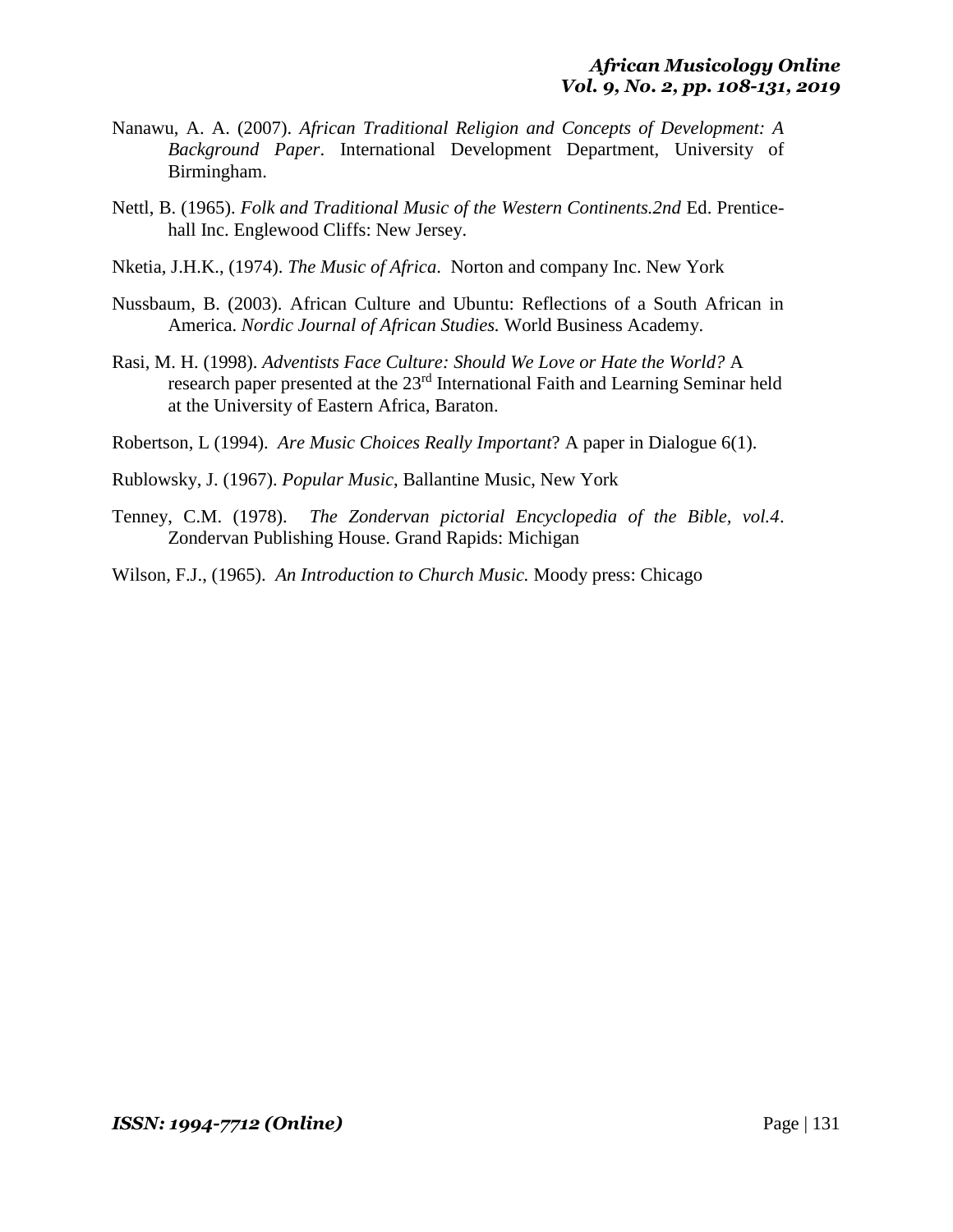Nanawu, A. A. (2007). *African Traditional Religion and Concepts of Development: A Background Paper*. International Development Department, University of Birmingham.

Nettl, B. (1965). *Folk and Traditional Music of the Western Continents.2nd* Ed. Prentice-hall Inc. Englewood Cliffs: New Jersey.

Nketia, J.H.K., (1974). *The Music of Africa*. Norton and company Inc. New York

Nussbaum, B. (2003). African Culture and Ubuntu: Reflections of a South African in America. *Nordic Journal of African Studies.* World Business Academy.

Rasi, M. H. (1998). *Adventists Face Culture: Should We Love or Hate the World?* A research paper presented at the 23rd International Faith and Learning Seminar held at the University of Eastern Africa, Baraton.

Robertson, L (1994). *Are Music Choices Really Important*? A paper in Dialogue 6(1).

Rublowsky, J. (1967). *Popular Music*, Ballantine Music, New York

Tenney, C.M. (1978). *The Zondervan pictorial Encyclopedia of the Bible, vol.4*. Zondervan Publishing House. Grand Rapids: Michigan

Wilson, F.J., (1965). *An Introduction to Church Music.* Moody press: Chicago